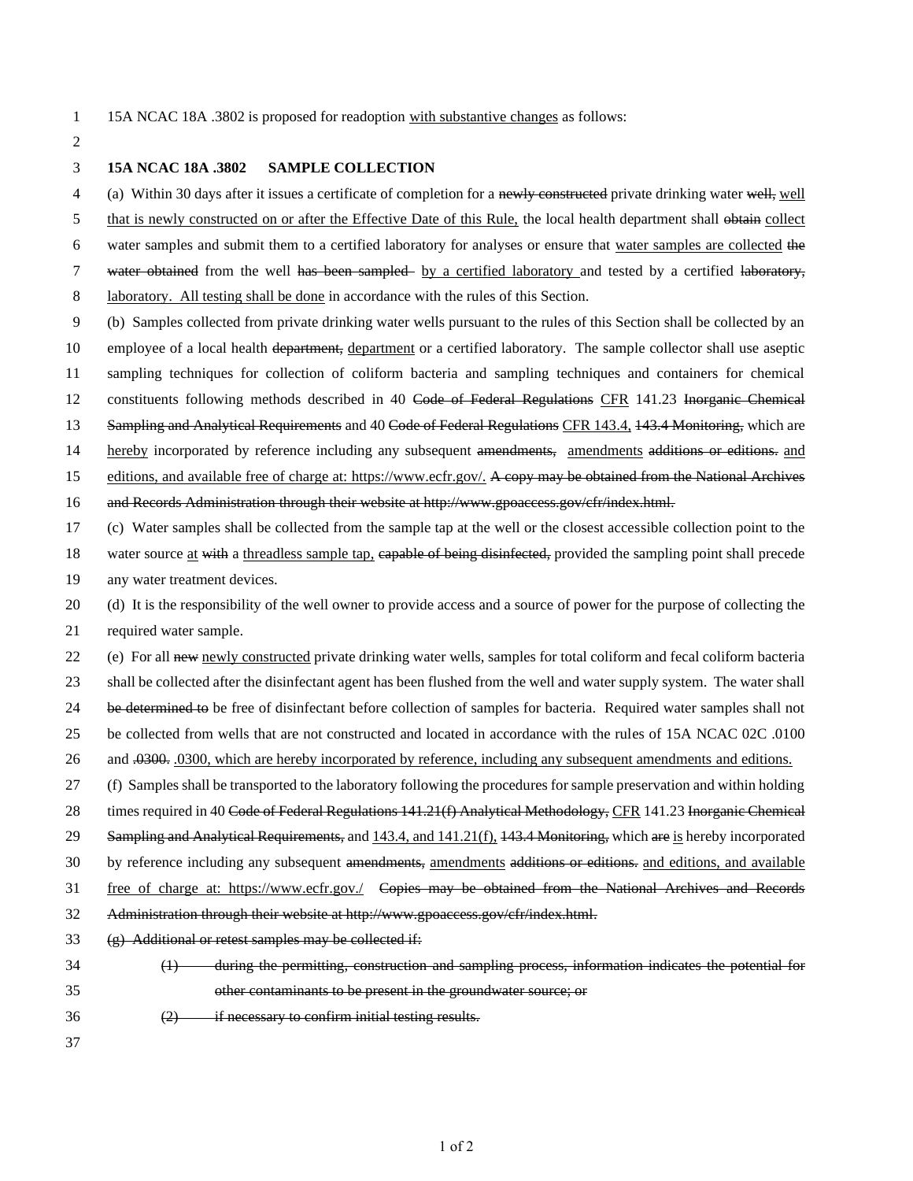15A NCAC 18A .3802 is proposed for readoption <u>with substantive changes</u> as follows:

**15A NCAC 18A .3802 SAMPLE COLLECTION**

(a) Within 30 days after it issues a certificate of completion for a ~~newly constructed~~ private drinking water ~~well,~~ <u>well that is newly constructed on or after the Effective Date of this Rule,</u> the local health department shall ~~obtain~~ <u>collect</u> water samples and submit them to a certified laboratory for analyses or ensure that <u>water samples are collected</u> ~~the water obtained~~ from the well ~~has been sampled~~ <u>by a certified laboratory</u> and tested by a certified ~~laboratory,~~ <u>laboratory. All testing shall be done</u> in accordance with the rules of this Section.

(b) Samples collected from private drinking water wells pursuant to the rules of this Section shall be collected by an employee of a local health ~~department,~~ <u>department</u> or a certified laboratory. The sample collector shall use aseptic sampling techniques for collection of coliform bacteria and sampling techniques and containers for chemical constituents following methods described in 40 ~~Code of Federal Regulations~~ <u>CFR</u> 141.23 ~~Inorganic Chemical Sampling and Analytical Requirements~~ and 40 ~~Code of Federal Regulations~~ <u>CFR 143.4,</u> ~~143.4 Monitoring,~~ which are <u>hereby</u> incorporated by reference including any subsequent ~~amendments,~~ <u>amendments</u> ~~additions or editions.~~ <u>and editions, and available free of charge at: https://www.ecfr.gov/.</u> ~~A copy may be obtained from the National Archives and Records Administration through their website at http://www.gpoaccess.gov/cfr/index.html.~~

(c) Water samples shall be collected from the sample tap at the well or the closest accessible collection point to the water source <u>at</u> ~~with~~ a <u>threadless sample tap,</u> ~~capable of being disinfected,~~ provided the sampling point shall precede any water treatment devices.

(d) It is the responsibility of the well owner to provide access and a source of power for the purpose of collecting the required water sample.

(e) For all ~~new~~ <u>newly constructed</u> private drinking water wells, samples for total coliform and fecal coliform bacteria shall be collected after the disinfectant agent has been flushed from the well and water supply system. The water shall ~~be determined to~~ be free of disinfectant before collection of samples for bacteria. Required water samples shall not be collected from wells that are not constructed and located in accordance with the rules of 15A NCAC 02C .0100 and ~~.0300.~~ <u>.0300, which are hereby incorporated by reference, including any subsequent amendments and editions.</u>

(f) Samples shall be transported to the laboratory following the procedures for sample preservation and within holding times required in 40 ~~Code of Federal Regulations 141.21(f) Analytical Methodology,~~ <u>CFR</u> 141.23 ~~Inorganic Chemical Sampling and Analytical Requirements,~~ and <u>143.4, and 141.21(f),</u> ~~143.4 Monitoring,~~ which ~~are~~ <u>is</u> hereby incorporated by reference including any subsequent ~~amendments,~~ <u>amendments</u> ~~additions or editions.~~ <u>and editions, and available free of charge at: https://www.ecfr.gov./</u> ~~Copies may be obtained from the National Archives and Records Administration through their website at http://www.gpoaccess.gov/cfr/index.html.~~

~~(g) Additional or retest samples may be collected if:~~

~~(1) during the permitting, construction and sampling process, information indicates the potential for other contaminants to be present in the groundwater source; or~~

~~(2) if necessary to confirm initial testing results.~~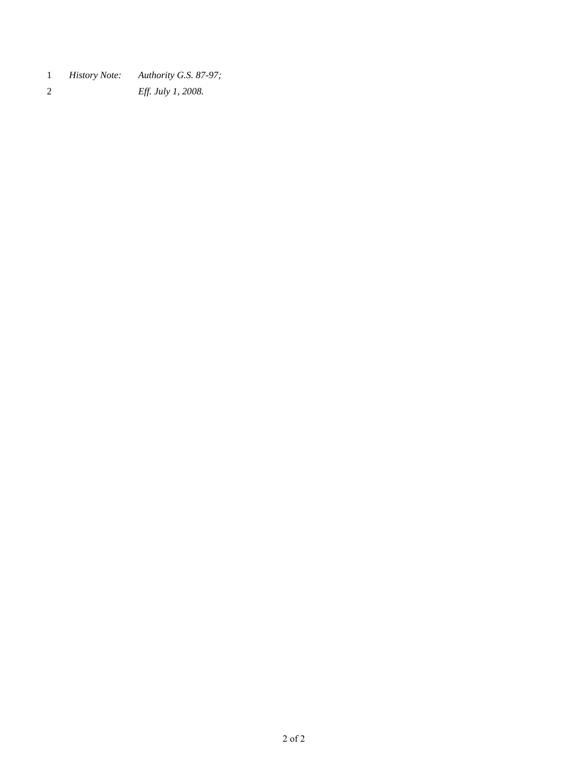*History Note: Authority G.S. 87-97;*
*Eff. July 1, 2008.*